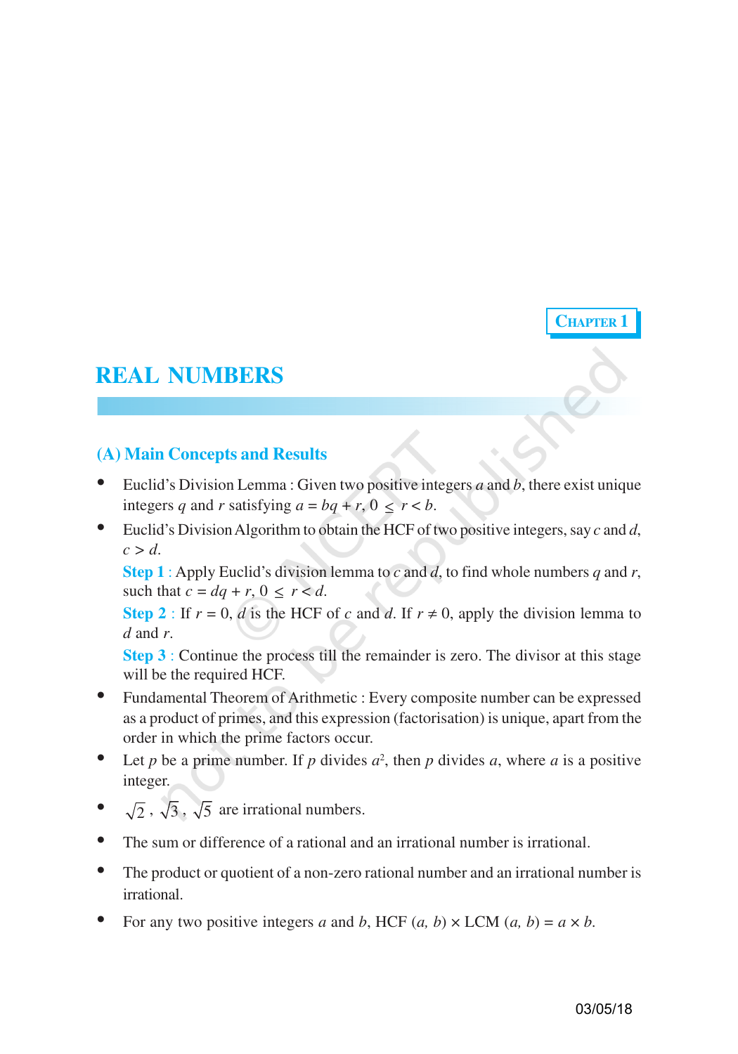CHAPTER 1

# REAL NUMBERS

## (A) Main Concepts and Results

- Euclid's Division Lemma : Given two positive integers $a$ and $b$, there exist unique integers $q$ and $r$ satisfying $a = bq + r$, $0 \leq r < b$.
- Euclid's Division Algorithm to obtain the HCF of two positive integers, say $c$ and $d$, $c > d$.

  **Step 1** : Apply Euclid's division lemma to $c$ and $d$, to find whole numbers $q$ and $r$, such that $c = dq + r$, $0 \leq r < d$.

  **Step 2** : If $r = 0$, $d$ is the HCF of $c$ and $d$. If $r \neq 0$, apply the division lemma to $d$ and $r$.

  **Step 3** : Continue the process till the remainder is zero. The divisor at this stage will be the required HCF.
- Fundamental Theorem of Arithmetic : Every composite number can be expressed as a product of primes, and this expression (factorisation) is unique, apart from the order in which the prime factors occur.
- Let $p$ be a prime number. If $p$ divides $a^2$, then $p$ divides $a$, where $a$ is a positive integer.
- $\sqrt{2}$, $\sqrt{3}$, $\sqrt{5}$ are irrational numbers.
- The sum or difference of a rational and an irrational number is irrational.
- The product or quotient of a non-zero rational number and an irrational number is irrational.
- For any two positive integers $a$ and $b$, HCF $(a, b) \times$ LCM $(a, b) = a \times b$.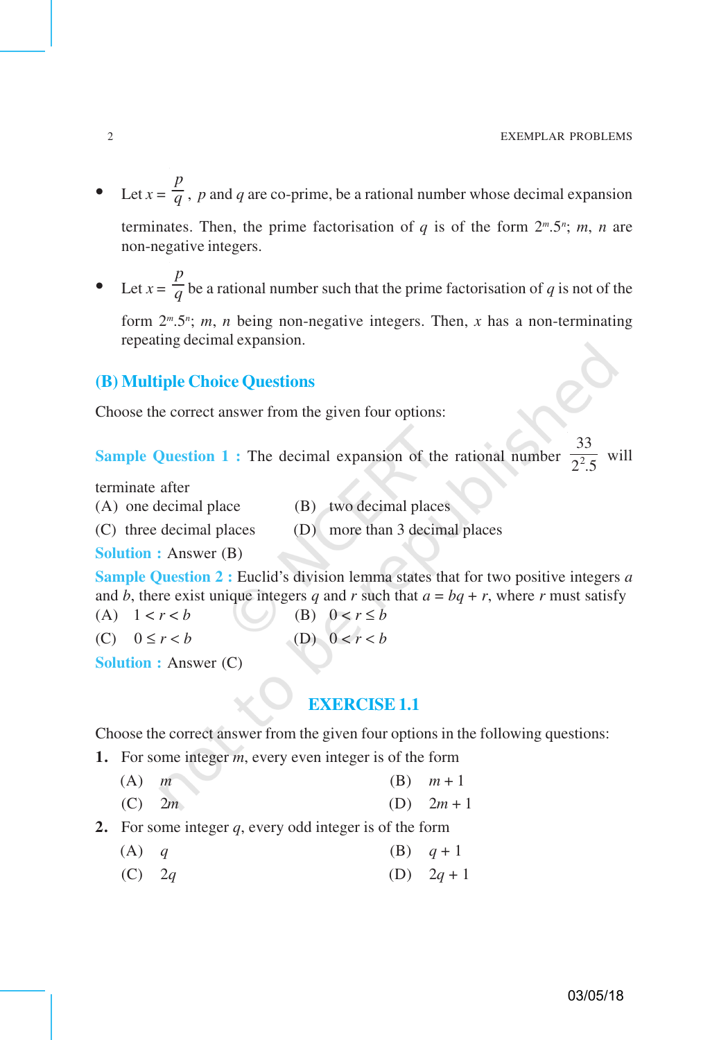- Let $x = \frac{p}{q}$, $p$ and $q$ are co-prime, be a rational number whose decimal expansion terminates. Then, the prime factorisation of $q$ is of the form $2^m.5^n$; $m$, $n$ are non-negative integers.

- Let $x = \frac{p}{q}$ be a rational number such that the prime factorisation of $q$ is not of the form $2^m.5^n$; $m$, $n$ being non-negative integers. Then, $x$ has a non-terminating repeating decimal expansion.

## (B) Multiple Choice Questions

Choose the correct answer from the given four options:

**Sample Question 1 :** The decimal expansion of the rational number $\frac{33}{2^2.5}$ will terminate after

(A) one decimal place (B) two decimal places

(C) three decimal places (D) more than 3 decimal places

**Solution :** Answer (B)

**Sample Question 2 :** Euclid's division lemma states that for two positive integers $a$ and $b$, there exist unique integers $q$ and $r$ such that $a = bq + r$, where $r$ must satisfy

(A) $1 < r < b$ (B) $0 < r \leq b$

(C) $0 \leq r < b$ (D) $0 < r < b$

**Solution :** Answer (C)

## EXERCISE 1.1

Choose the correct answer from the given four options in the following questions:

**1.** For some integer $m$, every even integer is of the form

(A) $m$ (B) $m + 1$

(C) $2m$ (D) $2m + 1$

**2.** For some integer $q$, every odd integer is of the form

(A) $q$ (B) $q + 1$

(C) $2q$ (D) $2q + 1$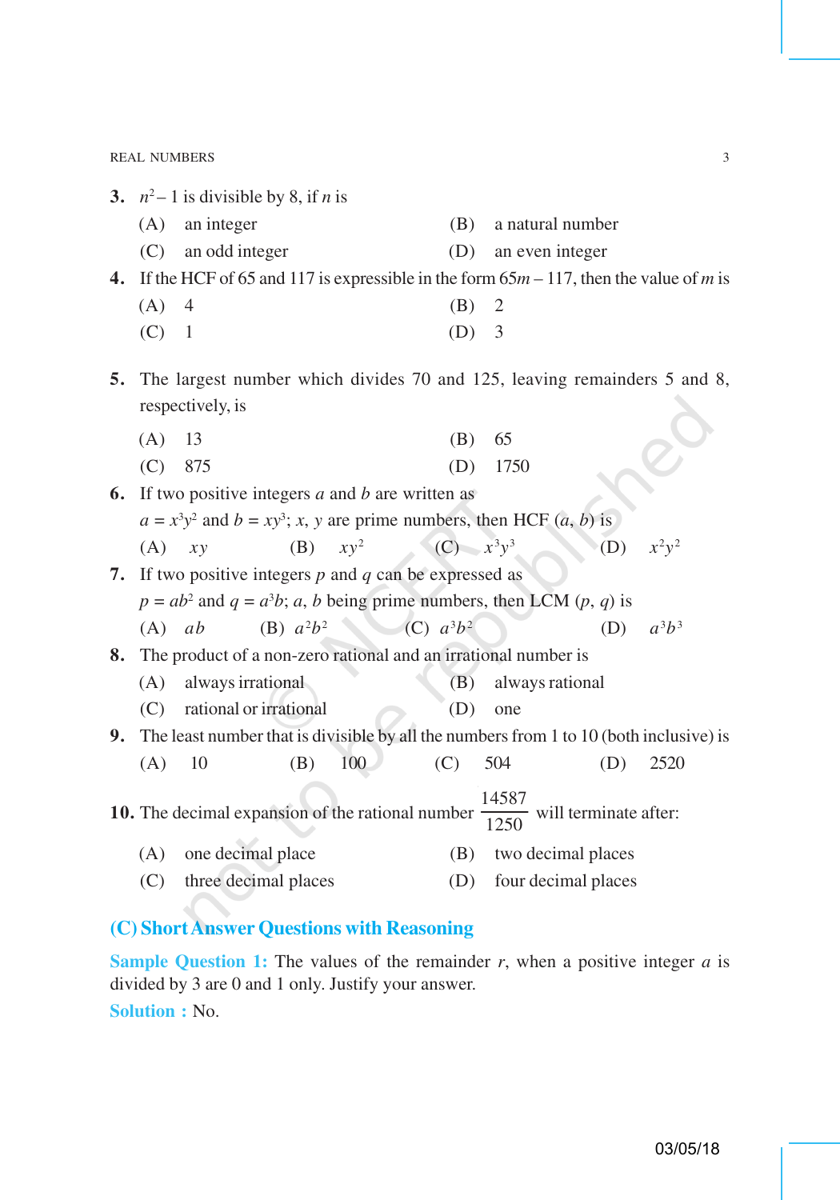**3.** $n^2 - 1$ is divisible by 8, if $n$ is

(A) an integer

(B) a natural number

(C) an odd integer

(D) an even integer

**4.** If the HCF of 65 and 117 is expressible in the form $65m - 117$, then the value of $m$ is

(A) 4

(B) 2

(C) 1

(D) 3

**5.** The largest number which divides 70 and 125, leaving remainders 5 and 8, respectively, is

(A) 13

(B) 65

(C) 875

(D) 1750

**6.** If two positive integers $a$ and $b$ are written as $a = x^3y^2$ and $b = xy^3$; $x$, $y$ are prime numbers, then HCF $(a, b)$ is

(A) $xy$

(B) $xy^2$

(C) $x^3y^3$

(D) $x^2y^2$

**7.** If two positive integers $p$ and $q$ can be expressed as $p = ab^2$ and $q = a^3b$; $a$, $b$ being prime numbers, then LCM $(p, q)$ is

(A) $ab$

(B) $a^2b^2$

(C) $a^3b^2$

(D) $a^3b^3$

**8.** The product of a non-zero rational and an irrational number is

(A) always irrational

(B) always rational

(C) rational or irrational

(D) one

**9.** The least number that is divisible by all the numbers from 1 to 10 (both inclusive) is

(A) 10

(B) 100

(C) 504

(D) 2520

**10.** The decimal expansion of the rational number $\frac{14587}{1250}$ will terminate after:

(A) one decimal place

(B) two decimal places

(C) three decimal places

(D) four decimal places

## (C) Short Answer Questions with Reasoning

**Sample Question 1:** The values of the remainder $r$, when a positive integer $a$ is divided by 3 are 0 and 1 only. Justify your answer.

**Solution :** No.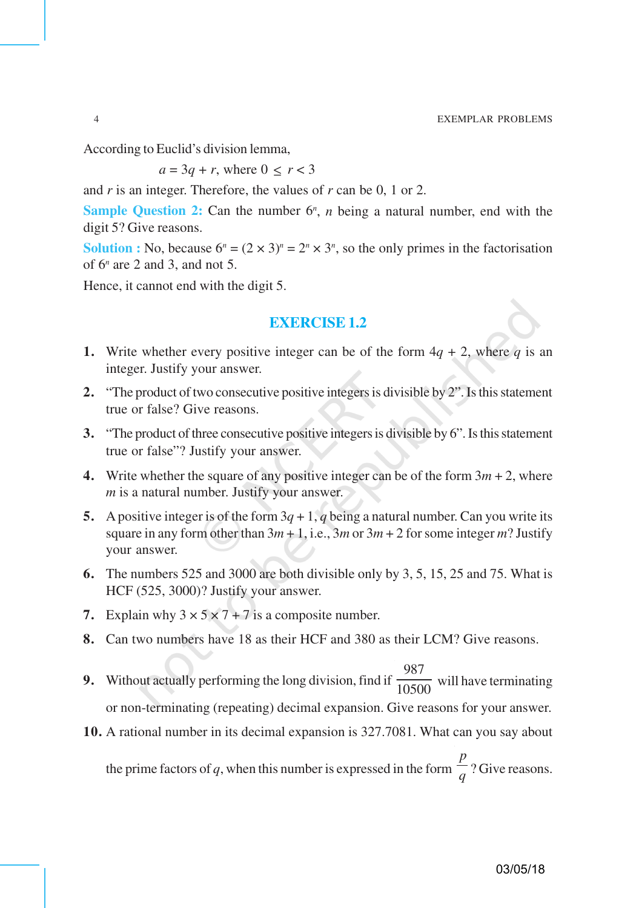According to Euclid's division lemma,

$$a = 3q + r, \text{ where } 0 \leq r < 3$$

and $r$ is an integer. Therefore, the values of $r$ can be 0, 1 or 2.

**Sample Question 2:** Can the number $6^n$, $n$ being a natural number, end with the digit 5? Give reasons.

**Solution :** No, because $6^n = (2 \times 3)^n = 2^n \times 3^n$, so the only primes in the factorisation of $6^n$ are 2 and 3, and not 5.

Hence, it cannot end with the digit 5.

## EXERCISE 1.2

1. Write whether every positive integer can be of the form $4q + 2$, where $q$ is an integer. Justify your answer.
2. "The product of two consecutive positive integers is divisible by 2". Is this statement true or false? Give reasons.
3. "The product of three consecutive positive integers is divisible by 6". Is this statement true or false"? Justify your answer.
4. Write whether the square of any positive integer can be of the form $3m + 2$, where $m$ is a natural number. Justify your answer.
5. A positive integer is of the form $3q + 1$, $q$ being a natural number. Can you write its square in any form other than $3m + 1$, i.e., $3m$ or $3m + 2$ for some integer $m$? Justify your answer.
6. The numbers 525 and 3000 are both divisible only by 3, 5, 15, 25 and 75. What is HCF (525, 3000)? Justify your answer.
7. Explain why $3 \times 5 \times 7 + 7$ is a composite number.
8. Can two numbers have 18 as their HCF and 380 as their LCM? Give reasons.
9. Without actually performing the long division, find if $\frac{987}{10500}$ will have terminating or non-terminating (repeating) decimal expansion. Give reasons for your answer.
10. A rational number in its decimal expansion is 327.7081. What can you say about the prime factors of $q$, when this number is expressed in the form $\frac{p}{q}$? Give reasons.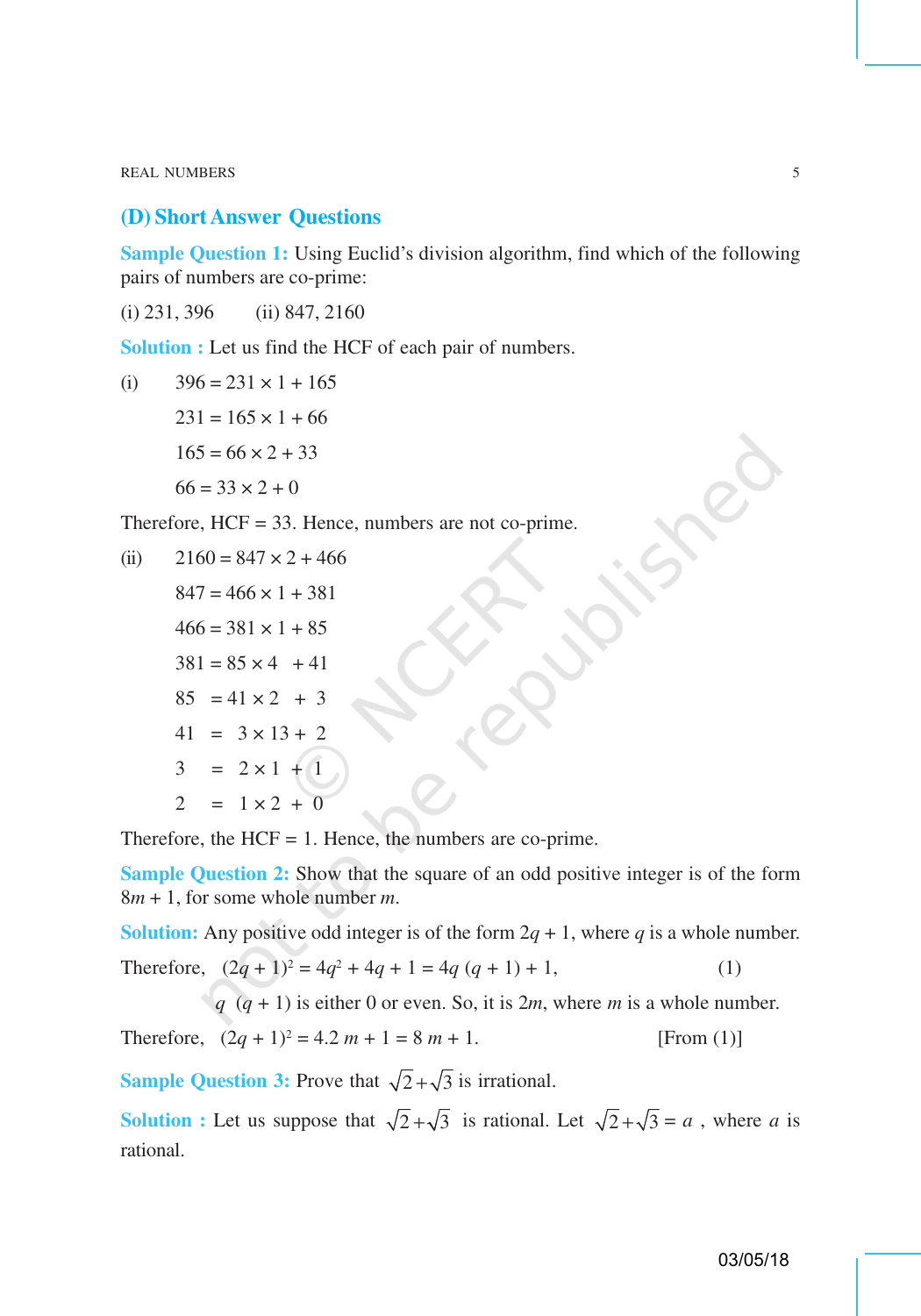## (D) Short Answer Questions

**Sample Question 1:** Using Euclid's division algorithm, find which of the following pairs of numbers are co-prime:

(i) 231, 396 (ii) 847, 2160

**Solution :** Let us find the HCF of each pair of numbers.

(i)

$396 = 231 \times 1 + 165$

$231 = 165 \times 1 + 66$

$165 = 66 \times 2 + 33$

$66 = 33 \times 2 + 0$

Therefore, HCF = 33. Hence, numbers are not co-prime.

(ii)

$2160 = 847 \times 2 + 466$

$847 = 466 \times 1 + 381$

$466 = 381 \times 1 + 85$

$381 = 85 \times 4 + 41$

$85 = 41 \times 2 + 3$

$41 = 3 \times 13 + 2$

$3 = 2 \times 1 + 1$

$2 = 1 \times 2 + 0$

Therefore, the HCF = 1. Hence, the numbers are co-prime.

**Sample Question 2:** Show that the square of an odd positive integer is of the form $8m + 1$, for some whole number $m$.

**Solution:** Any positive odd integer is of the form $2q + 1$, where $q$ is a whole number.

Therefore, $(2q + 1)^2 = 4q^2 + 4q + 1 = 4q(q + 1) + 1,$ (1)

$q(q + 1)$ is either 0 or even. So, it is $2m$, where $m$ is a whole number.

Therefore, $(2q + 1)^2 = 4.2m + 1 = 8m + 1.$ [From (1)]

**Sample Question 3:** Prove that $\sqrt{2}+\sqrt{3}$ is irrational.

**Solution :** Let us suppose that $\sqrt{2}+\sqrt{3}$ is rational. Let $\sqrt{2}+\sqrt{3} = a$, where $a$ is rational.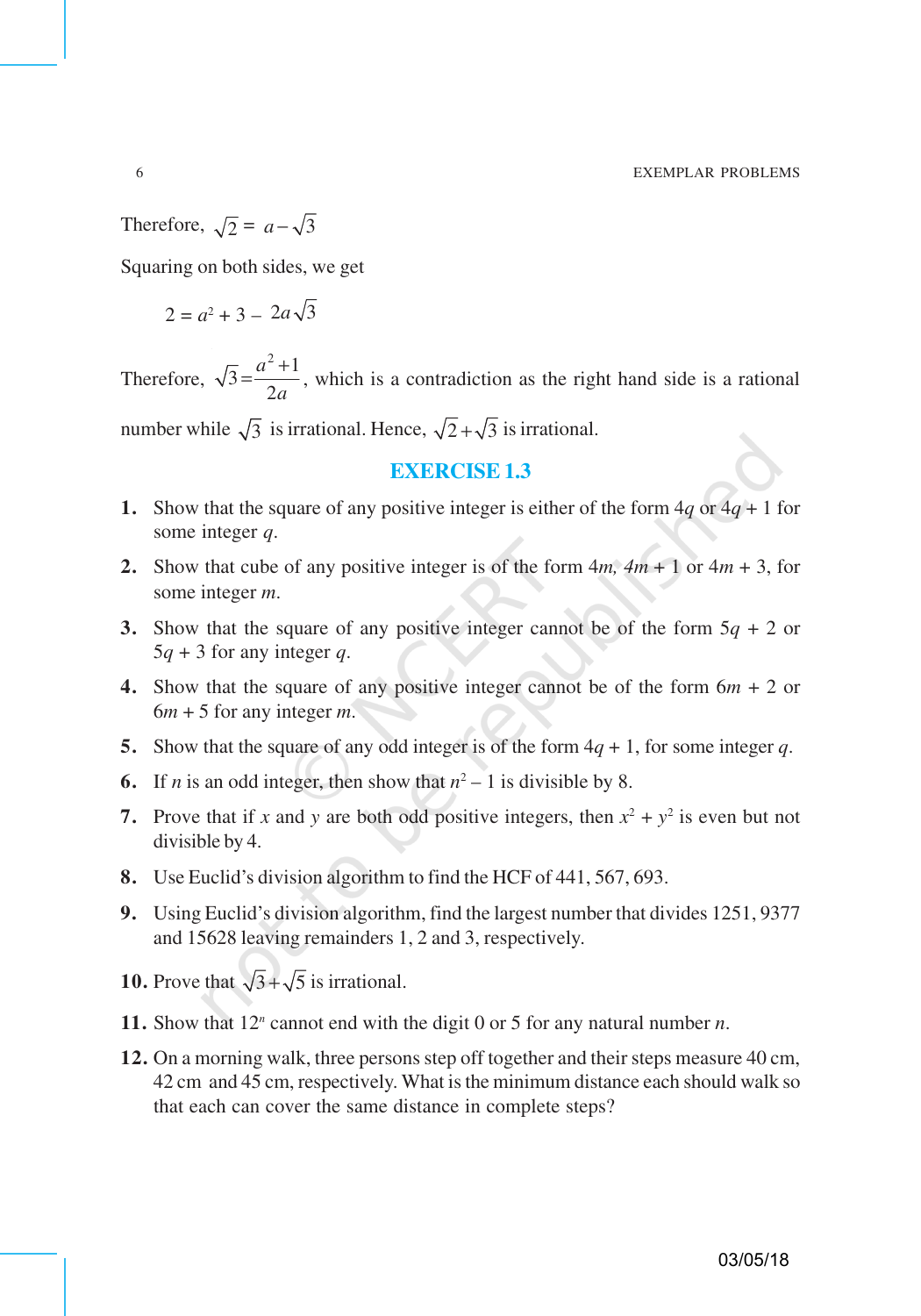Therefore, $\sqrt{2} = a - \sqrt{3}$

Squaring on both sides, we get

$$2 = a^2 + 3 - 2a\sqrt{3}$$

Therefore, $\sqrt{3} = \dfrac{a^2 + 1}{2a}$, which is a contradiction as the right hand side is a rational number while $\sqrt{3}$ is irrational. Hence, $\sqrt{2} + \sqrt{3}$ is irrational.

## EXERCISE 1.3

1. Show that the square of any positive integer is either of the form $4q$ or $4q + 1$ for some integer $q$.

2. Show that cube of any positive integer is of the form $4m$, $4m + 1$ or $4m + 3$, for some integer $m$.

3. Show that the square of any positive integer cannot be of the form $5q + 2$ or $5q + 3$ for any integer $q$.

4. Show that the square of any positive integer cannot be of the form $6m + 2$ or $6m + 5$ for any integer $m$.

5. Show that the square of any odd integer is of the form $4q + 1$, for some integer $q$.

6. If $n$ is an odd integer, then show that $n^2 - 1$ is divisible by 8.

7. Prove that if $x$ and $y$ are both odd positive integers, then $x^2 + y^2$ is even but not divisible by 4.

8. Use Euclid's division algorithm to find the HCF of 441, 567, 693.

9. Using Euclid's division algorithm, find the largest number that divides 1251, 9377 and 15628 leaving remainders 1, 2 and 3, respectively.

10. Prove that $\sqrt{3} + \sqrt{5}$ is irrational.

11. Show that $12^n$ cannot end with the digit 0 or 5 for any natural number $n$.

12. On a morning walk, three persons step off together and their steps measure 40 cm, 42 cm and 45 cm, respectively. What is the minimum distance each should walk so that each can cover the same distance in complete steps?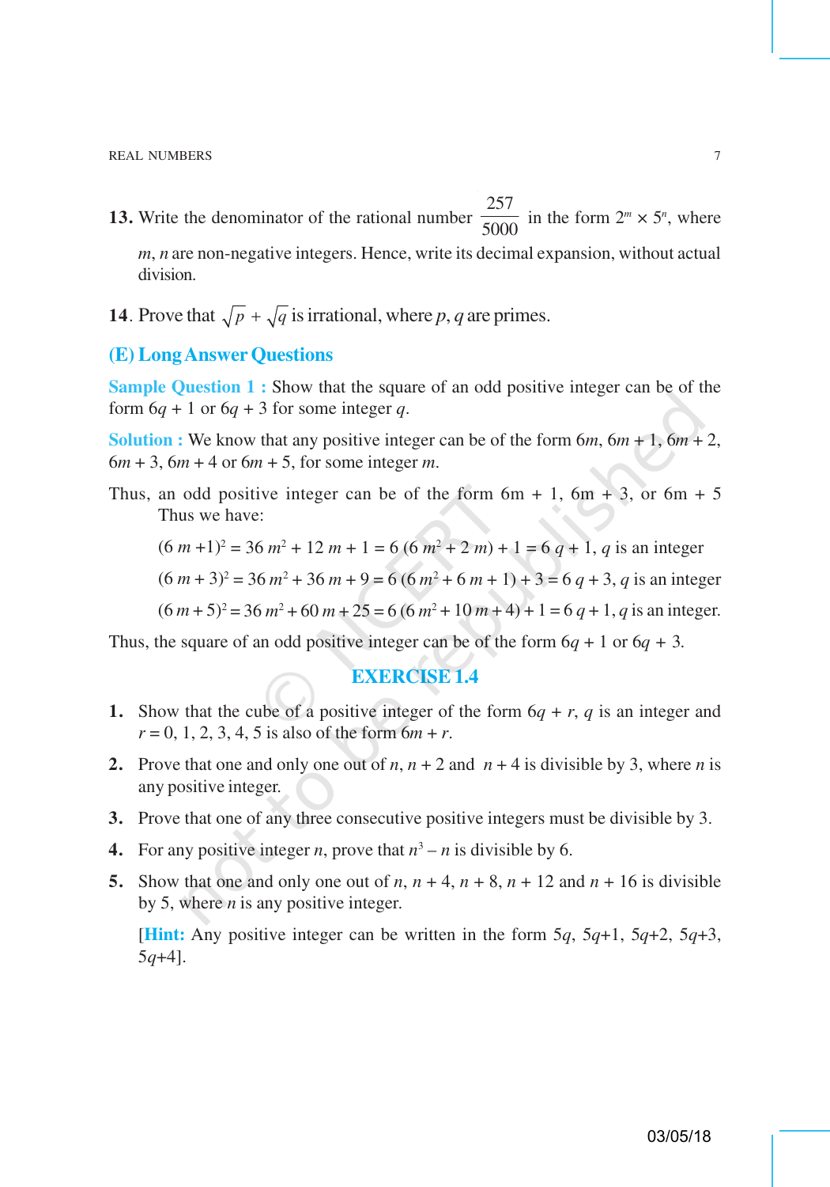**13.** Write the denominator of the rational number $\frac{257}{5000}$ in the form $2^m \times 5^n$, where $m$, $n$ are non-negative integers. Hence, write its decimal expansion, without actual division.

**14**. Prove that $\sqrt{p} + \sqrt{q}$ is irrational, where $p$, $q$ are primes.

## (E) Long Answer Questions

**Sample Question 1 :** Show that the square of an odd positive integer can be of the form $6q + 1$ or $6q + 3$ for some integer $q$.

**Solution :** We know that any positive integer can be of the form $6m$, $6m + 1$, $6m + 2$, $6m + 3$, $6m + 4$ or $6m + 5$, for some integer $m$.

Thus, an odd positive integer can be of the form 6m + 1, 6m + 3, or 6m + 5 Thus we have:

$(6m + 1)^2 = 36m^2 + 12m + 1 = 6(6m^2 + 2m) + 1 = 6q + 1$, $q$ is an integer

$(6m + 3)^2 = 36m^2 + 36m + 9 = 6(6m^2 + 6m + 1) + 3 = 6q + 3$, $q$ is an integer

$(6m + 5)^2 = 36m^2 + 60m + 25 = 6(6m^2 + 10m + 4) + 1 = 6q + 1$, $q$ is an integer.

Thus, the square of an odd positive integer can be of the form $6q + 1$ or $6q + 3$.

## EXERCISE 1.4

1. Show that the cube of a positive integer of the form $6q + r$, $q$ is an integer and $r = 0, 1, 2, 3, 4, 5$ is also of the form $6m + r$.

2. Prove that one and only one out of $n$, $n + 2$ and $n + 4$ is divisible by 3, where $n$ is any positive integer.

3. Prove that one of any three consecutive positive integers must be divisible by 3.

4. For any positive integer $n$, prove that $n^3 - n$ is divisible by 6.

5. Show that one and only one out of $n$, $n + 4$, $n + 8$, $n + 12$ and $n + 16$ is divisible by 5, where $n$ is any positive integer.

   [**Hint:** Any positive integer can be written in the form $5q$, $5q+1$, $5q+2$, $5q+3$, $5q+4$].